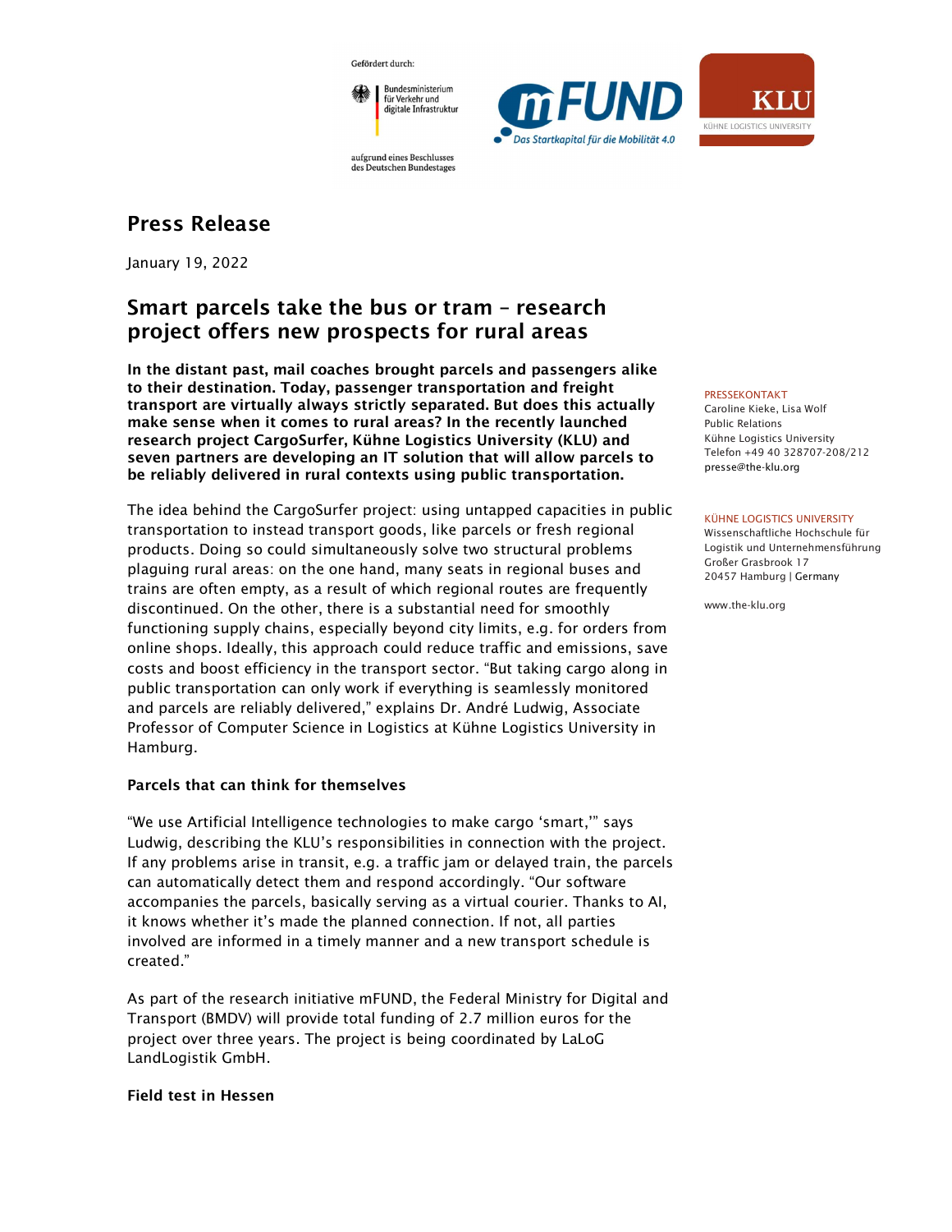Gefördert durch:

Bundesministerium für Verkehr und digitale Infrastruktur

aufgrund eines Beschlusses des Deutschen Bundestages

mFUND – Das Startkapital für die Mobilität 4.0

KLU – KÜHNE LOGISTICS UNIVERSITY

# Press Release

January 19, 2022

## Smart parcels take the bus or tram – research project offers new prospects for rural areas

**In the distant past, mail coaches brought parcels and passengers alike to their destination. Today, passenger transportation and freight transport are virtually always strictly separated. But does this actually make sense when it comes to rural areas? In the recently launched research project CargoSurfer, Kühne Logistics University (KLU) and seven partners are developing an IT solution that will allow parcels to be reliably delivered in rural contexts using public transportation.**

The idea behind the CargoSurfer project: using untapped capacities in public transportation to instead transport goods, like parcels or fresh regional products. Doing so could simultaneously solve two structural problems plaguing rural areas: on the one hand, many seats in regional buses and trains are often empty, as a result of which regional routes are frequently discontinued. On the other, there is a substantial need for smoothly functioning supply chains, especially beyond city limits, e.g. for orders from online shops. Ideally, this approach could reduce traffic and emissions, save costs and boost efficiency in the transport sector. "But taking cargo along in public transportation can only work if everything is seamlessly monitored and parcels are reliably delivered," explains Dr. André Ludwig, Associate Professor of Computer Science in Logistics at Kühne Logistics University in Hamburg.

### Parcels that can think for themselves

"We use Artificial Intelligence technologies to make cargo 'smart,'" says Ludwig, describing the KLU's responsibilities in connection with the project. If any problems arise in transit, e.g. a traffic jam or delayed train, the parcels can automatically detect them and respond accordingly. "Our software accompanies the parcels, basically serving as a virtual courier. Thanks to AI, it knows whether it's made the planned connection. If not, all parties involved are informed in a timely manner and a new transport schedule is created."

As part of the research initiative mFUND, the Federal Ministry for Digital and Transport (BMDV) will provide total funding of 2.7 million euros for the project over three years. The project is being coordinated by LaLoG LandLogistik GmbH.

### Field test in Hessen

PRESSEKONTAKT
Caroline Kieke, Lisa Wolf
Public Relations
Kühne Logistics University
Telefon +49 40 328707-208/212
presse@the-klu.org

KÜHNE LOGISTICS UNIVERSITY
Wissenschaftliche Hochschule für Logistik und Unternehmensführung
Großer Grasbrook 17
20457 Hamburg | Germany

www.the-klu.org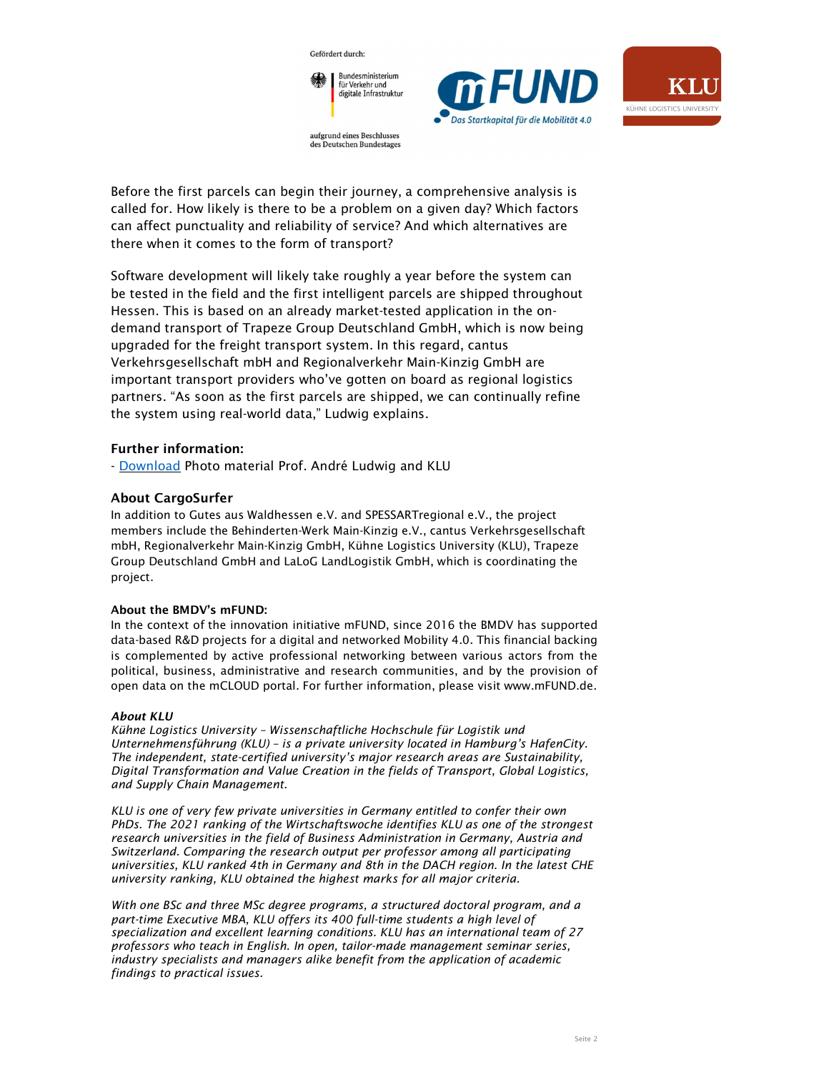Before the first parcels can begin their journey, a comprehensive analysis is called for. How likely is there to be a problem on a given day? Which factors can affect punctuality and reliability of service? And which alternatives are there when it comes to the form of transport?

Software development will likely take roughly a year before the system can be tested in the field and the first intelligent parcels are shipped throughout Hessen. This is based on an already market-tested application in the on-demand transport of Trapeze Group Deutschland GmbH, which is now being upgraded for the freight transport system. In this regard, cantus Verkehrsgesellschaft mbH and Regionalverkehr Main-Kinzig GmbH are important transport providers who've gotten on board as regional logistics partners. "As soon as the first parcels are shipped, we can continually refine the system using real-world data," Ludwig explains.

**Further information:**

- Download Photo material Prof. André Ludwig and KLU

**About CargoSurfer**

In addition to Gutes aus Waldhessen e.V. and SPESSARTregional e.V., the project members include the Behinderten-Werk Main-Kinzig e.V., cantus Verkehrsgesellschaft mbH, Regionalverkehr Main-Kinzig GmbH, Kühne Logistics University (KLU), Trapeze Group Deutschland GmbH and LaLoG LandLogistik GmbH, which is coordinating the project.

**About the BMDV's mFUND:**

In the context of the innovation initiative mFUND, since 2016 the BMDV has supported data-based R&D projects for a digital and networked Mobility 4.0. This financial backing is complemented by active professional networking between various actors from the political, business, administrative and research communities, and by the provision of open data on the mCLOUD portal. For further information, please visit www.mFUND.de.

***About KLU***

*Kühne Logistics University – Wissenschaftliche Hochschule für Logistik und Unternehmensführung (KLU) – is a private university located in Hamburg's HafenCity. The independent, state-certified university's major research areas are Sustainability, Digital Transformation and Value Creation in the fields of Transport, Global Logistics, and Supply Chain Management.*

*KLU is one of very few private universities in Germany entitled to confer their own PhDs. The 2021 ranking of the Wirtschaftswoche identifies KLU as one of the strongest research universities in the field of Business Administration in Germany, Austria and Switzerland. Comparing the research output per professor among all participating universities, KLU ranked 4th in Germany and 8th in the DACH region. In the latest CHE university ranking, KLU obtained the highest marks for all major criteria.*

*With one BSc and three MSc degree programs, a structured doctoral program, and a part-time Executive MBA, KLU offers its 400 full-time students a high level of specialization and excellent learning conditions. KLU has an international team of 27 professors who teach in English. In open, tailor-made management seminar series, industry specialists and managers alike benefit from the application of academic findings to practical issues.*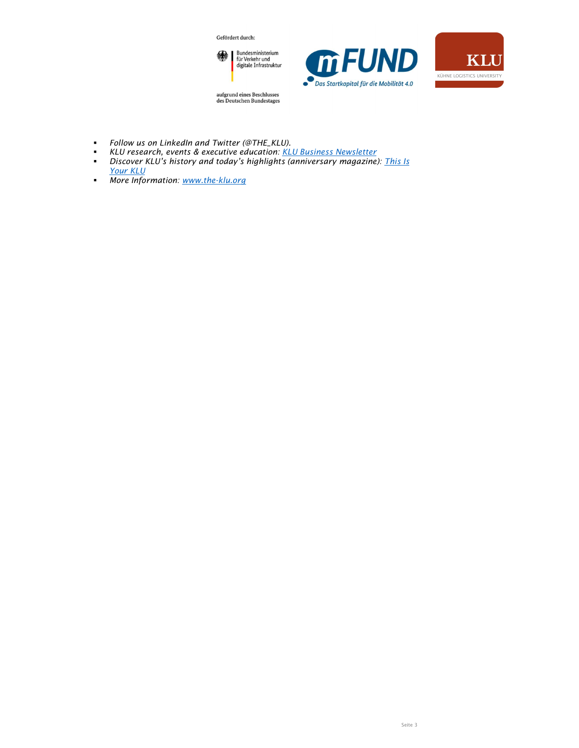Gefördert durch:

Bundesministerium für Verkehr und digitale Infrastruktur

aufgrund eines Beschlusses des Deutschen Bundestages

mFUND – Das Startkapital für die Mobilität 4.0

KLU – KÜHNE LOGISTICS UNIVERSITY

- *Follow us on LinkedIn and Twitter (@THE_KLU).*
- *KLU research, events & executive education: KLU Business Newsletter*
- *Discover KLU's history and today's highlights (anniversary magazine): This Is Your KLU*
- *More Information: www.the-klu.org*